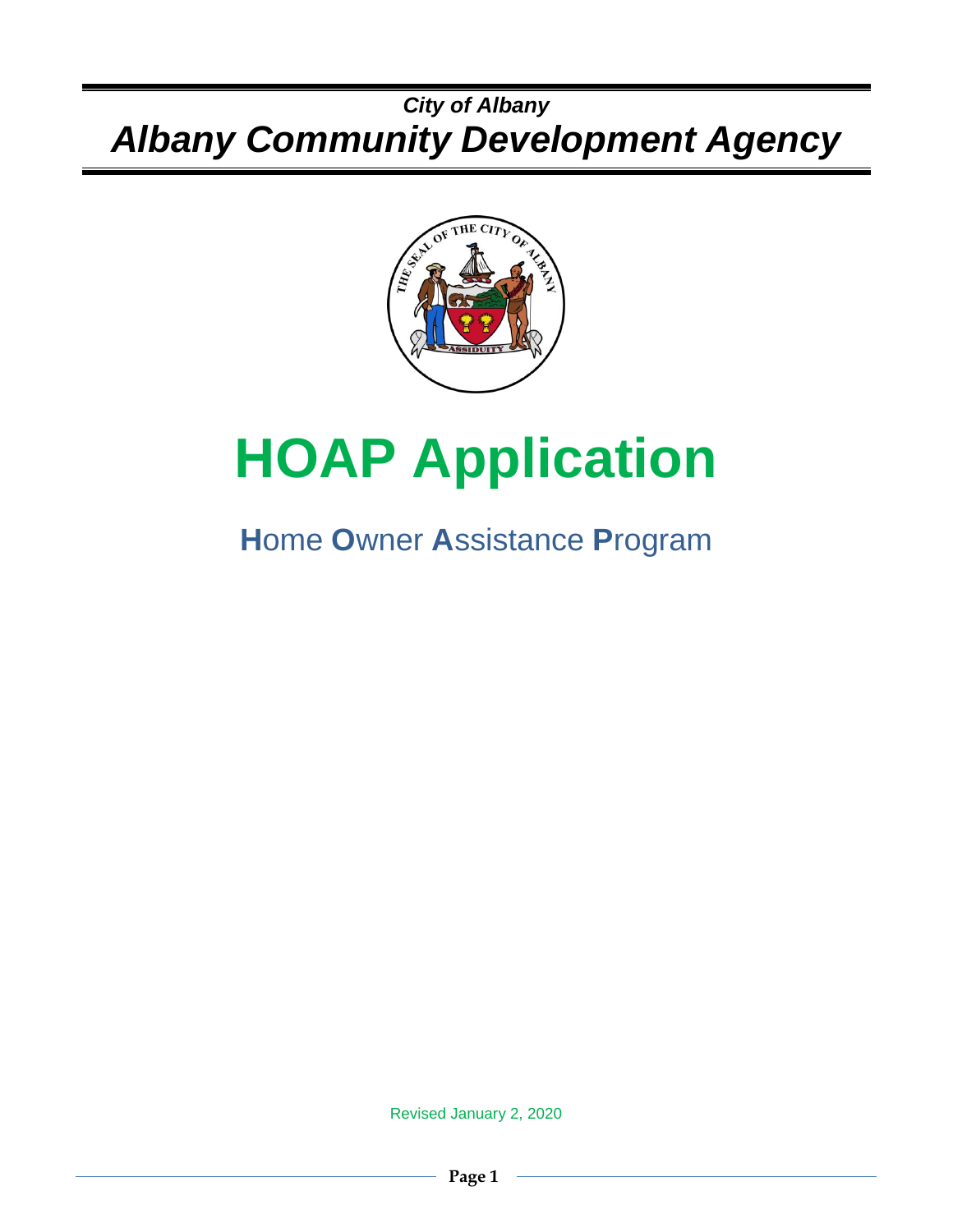*City of Albany*

# *Albany Community Development Agency*

# HOAP Application

## **H**ome **O**wner **A**ssistance **P**rogram

Revised January 2, 2020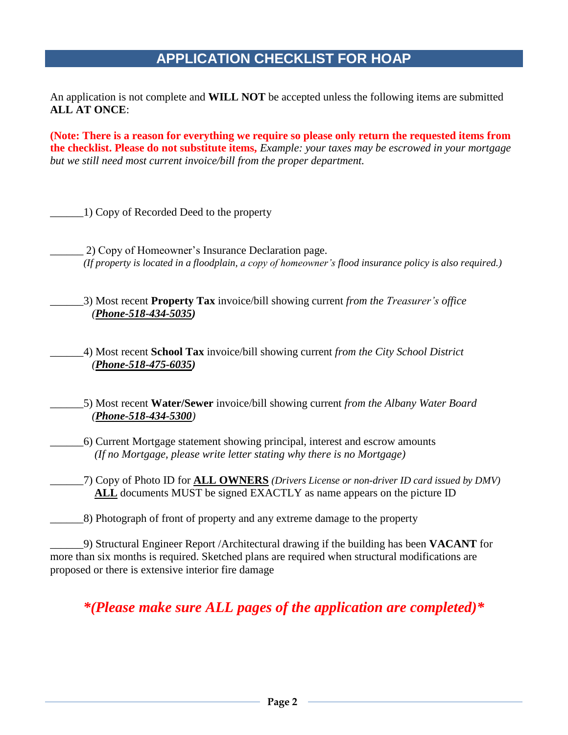## APPLICATION CHECKLIST FOR HOAP

An application is not complete and **WILL NOT** be accepted unless the following items are submitted **ALL AT ONCE**:

**(Note: There is a reason for everything we require so please only return the requested items from the checklist. Please do not substitute items,** *Example: your taxes may be escrowed in your mortgage but we still need most current invoice/bill from the proper department.*

______1) Copy of Recorded Deed to the property

______ 2) Copy of Homeowner's Insurance Declaration page.
*(If property is located in a floodplain, a copy of homeowner's flood insurance policy is also required.)*

______3) Most recent **Property Tax** invoice/bill showing current *from the Treasurer's office* ***(Phone-518-434-5035)***

______4) Most recent **School Tax** invoice/bill showing current *from the City School District* ***(Phone-518-475-6035)***

______5) Most recent **Water/Sewer** invoice/bill showing current *from the Albany Water Board* *(**Phone-518-434-5300**)*

______6) Current Mortgage statement showing principal, interest and escrow amounts
*(If no Mortgage, please write letter stating why there is no Mortgage)*

______7) Copy of Photo ID for **ALL OWNERS** *(Drivers License or non-driver ID card issued by DMV)*
**ALL** documents MUST be signed EXACTLY as name appears on the picture ID

______8) Photograph of front of property and any extreme damage to the property

______9) Structural Engineer Report /Architectural drawing if the building has been **VACANT** for more than six months is required. Sketched plans are required when structural modifications are proposed or there is extensive interior fire damage

***(Please make sure ALL pages of the application are completed)***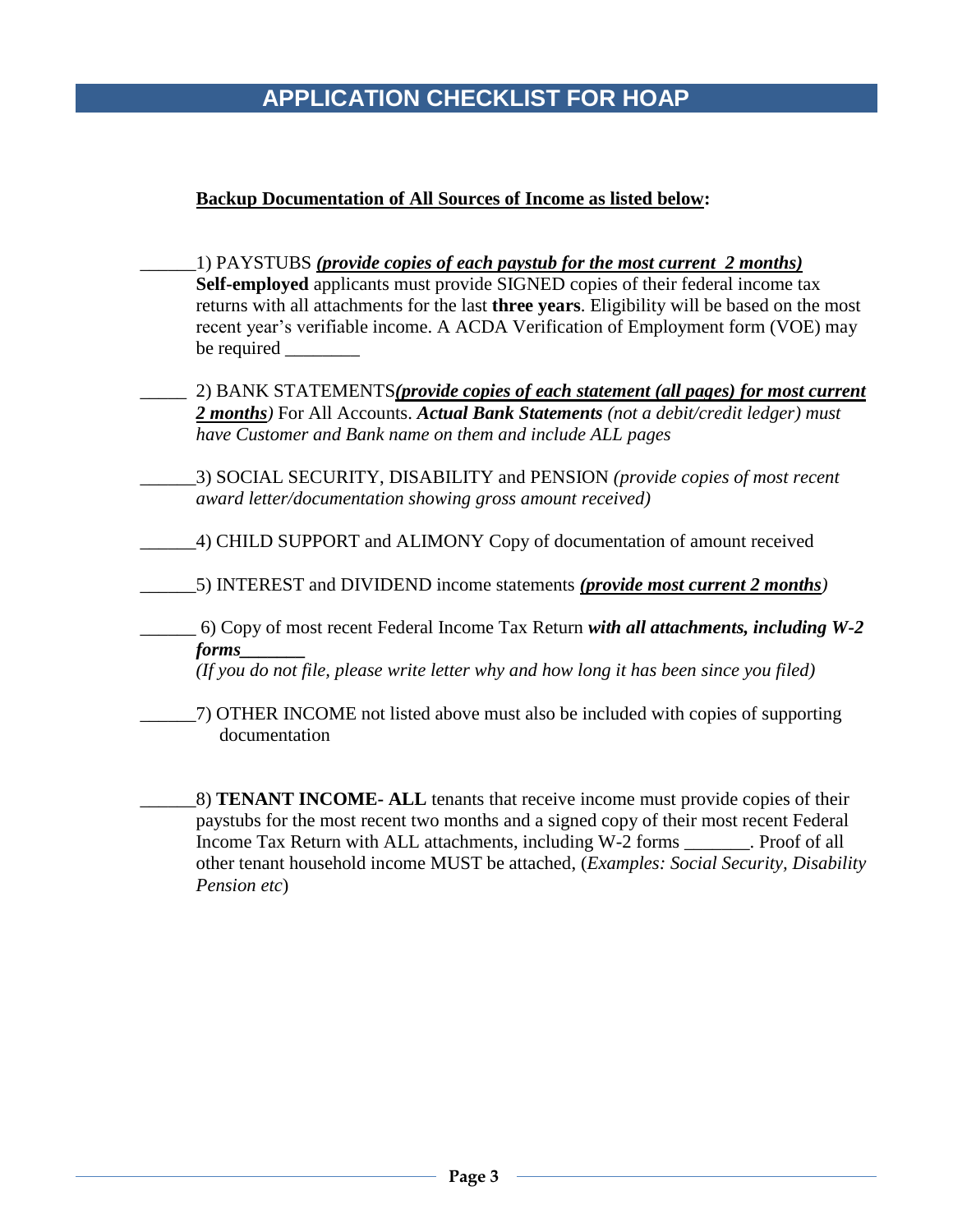# APPLICATION CHECKLIST FOR HOAP

**<u>Backup Documentation of All Sources of Income as listed below</u>:**

______1) PAYSTUBS ***<u>(provide copies of each paystub for the most current 2 months)</u>***
**Self-employed** applicants must provide SIGNED copies of their federal income tax returns with all attachments for the last **three years**. Eligibility will be based on the most recent year's verifiable income. A ACDA Verification of Employment form (VOE) may be required ________

_____ 2) BANK STATEMENTS***<u>(provide copies of each statement (all pages) for most current 2 months</u>)*** For All Accounts. ***Actual Bank Statements*** *(not a debit/credit ledger) must have Customer and Bank name on them and include ALL pages*

______3) SOCIAL SECURITY, DISABILITY and PENSION *(provide copies of most recent award letter/documentation showing gross amount received)*

______4) CHILD SUPPORT and ALIMONY Copy of documentation of amount received

______5) INTEREST and DIVIDEND income statements ***<u>(provide most current 2 months</u>)***

______ 6) Copy of most recent Federal Income Tax Return ***with all attachments, including W-2 forms_______***
*(If you do not file, please write letter why and how long it has been since you filed)*

______7) OTHER INCOME not listed above must also be included with copies of supporting documentation

______8) **TENANT INCOME- ALL** tenants that receive income must provide copies of their paystubs for the most recent two months and a signed copy of their most recent Federal Income Tax Return with ALL attachments, including W-2 forms _______. Proof of all other tenant household income MUST be attached, (*Examples: Social Security, Disability Pension etc*)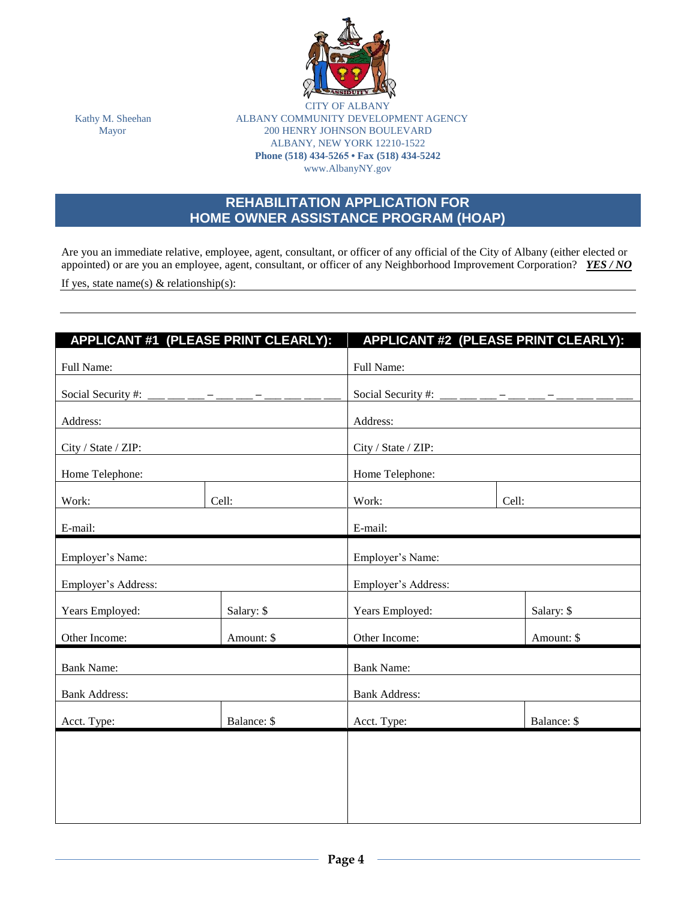CITY OF ALBANY
ALBANY COMMUNITY DEVELOPMENT AGENCY
200 HENRY JOHNSON BOULEVARD
ALBANY, NEW YORK 12210-1522
**Phone (518) 434-5265 • Fax (518) 434-5242**
www.AlbanyNY.gov

Kathy M. Sheehan
Mayor

## REHABILITATION APPLICATION FOR HOME OWNER ASSISTANCE PROGRAM (HOAP)

Are you an immediate relative, employee, agent, consultant, or officer of any official of the City of Albany (either elected or appointed) or are you an employee, agent, consultant, or officer of any Neighborhood Improvement Corporation? ***YES / NO***

If yes, state name(s) & relationship(s): ________________________________________________

________________________________________________________________________________

| APPLICANT #1 (PLEASE PRINT CLEARLY): | | APPLICANT #2 (PLEASE PRINT CLEARLY): | |
|---|---|---|---|
| Full Name: | | Full Name: | |
| Social Security #: ___ ___ ___ – ___ ___ – ___ ___ ___ ___ | | Social Security #: ___ ___ ___ – ___ ___ – ___ ___ ___ ___ | |
| Address: | | Address: | |
| City / State / ZIP: | | City / State / ZIP: | |
| Home Telephone: | | Home Telephone: | |
| Work: | Cell: | Work: | Cell: |
| E-mail: | | E-mail: | |
| Employer's Name: | | Employer's Name: | |
| Employer's Address: | | Employer's Address: | |
| Years Employed: | Salary: $ | Years Employed: | Salary: $ |
| Other Income: | Amount: $ | Other Income: | Amount: $ |
| Bank Name: | | Bank Name: | |
| Bank Address: | | Bank Address: | |
| Acct. Type: | Balance: $ | Acct. Type: | Balance: $ |
| | | | |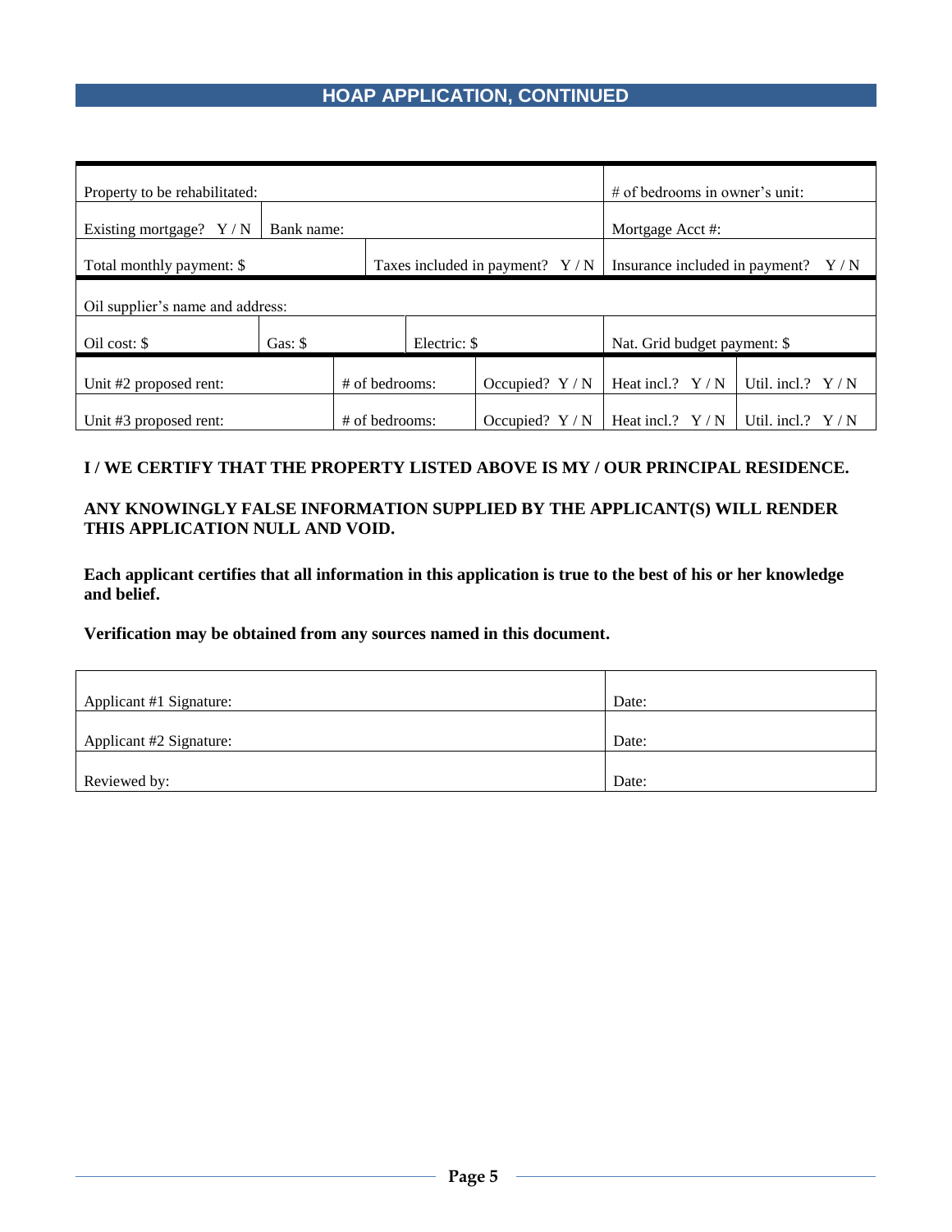## HOAP APPLICATION, CONTINUED

| | | | | | |
|---|---|---|---|---|---|
| Property to be rehabilitated: | | | | # of bedrooms in owner's unit: | |
| Existing mortgage? Y / N | Bank name: | | | Mortgage Acct #: | |
| Total monthly payment: $ | | Taxes included in payment? Y / N | | Insurance included in payment? Y / N | |
| Oil supplier's name and address: | | | | | |
| Oil cost: $ | Gas: $ | Electric: $ | | Nat. Grid budget payment: $ | |
| Unit #2 proposed rent: | # of bedrooms: | | Occupied? Y / N | Heat incl.? Y / N | Util. incl.? Y / N |
| Unit #3 proposed rent: | # of bedrooms: | | Occupied? Y / N | Heat incl.? Y / N | Util. incl.? Y / N |

**I / WE CERTIFY THAT THE PROPERTY LISTED ABOVE IS MY / OUR PRINCIPAL RESIDENCE.**

**ANY KNOWINGLY FALSE INFORMATION SUPPLIED BY THE APPLICANT(S) WILL RENDER THIS APPLICATION NULL AND VOID.**

**Each applicant certifies that all information in this application is true to the best of his or her knowledge and belief.**

**Verification may be obtained from any sources named in this document.**

| | |
|---|---|
| Applicant #1 Signature: | Date: |
| Applicant #2 Signature: | Date: |
| Reviewed by: | Date: |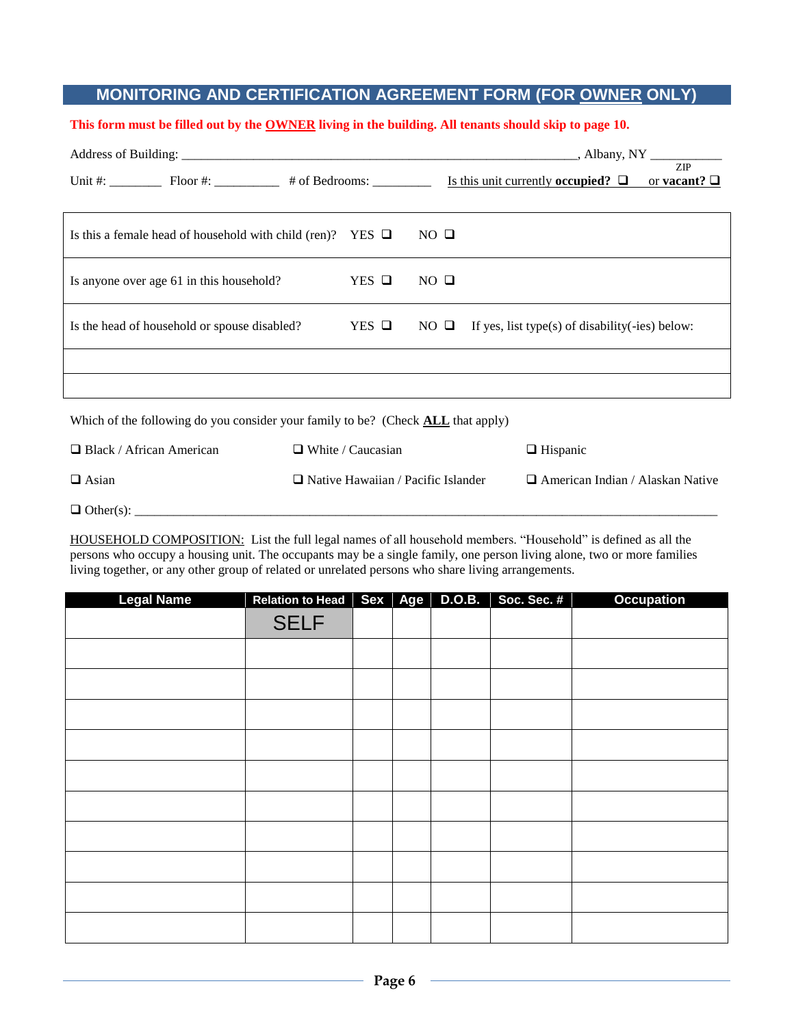## MONITORING AND CERTIFICATION AGREEMENT FORM (FOR OWNER ONLY)

**This form must be filled out by the OWNER living in the building. All tenants should skip to page 10.**

Address of Building: ____________________________________________, Albany, NY __________
ZIP

Unit #: ________ Floor #: __________ # of Bedrooms: _________ Is this unit currently **occupied?** ❑ or **vacant?** ❑

| | | | |
|---|---|---|---|
| Is this a female head of household with child (ren)? | YES ❑ | NO ❑ | |
| Is anyone over age 61 in this household? | YES ❑ | NO ❑ | |
| Is the head of household or spouse disabled? | YES ❑ | NO ❑ | If yes, list type(s) of disability(-ies) below: |
| | | | |
| | | | |

Which of the following do you consider your family to be? (Check **ALL** that apply)

❑ Black / African American ❑ White / Caucasian ❑ Hispanic

❑ Asian ❑ Native Hawaiian / Pacific Islander ❑ American Indian / Alaskan Native

❑ Other(s): ____________________________________________

HOUSEHOLD COMPOSITION: List the full legal names of all household members. "Household" is defined as all the persons who occupy a housing unit. The occupants may be a single family, one person living alone, two or more families living together, or any other group of related or unrelated persons who share living arrangements.

| Legal Name | Relation to Head | Sex | Age | D.O.B. | Soc. Sec. # | Occupation |
|---|---|---|---|---|---|---|
| | SELF | | | | | |
| | | | | | | |
| | | | | | | |
| | | | | | | |
| | | | | | | |
| | | | | | | |
| | | | | | | |
| | | | | | | |
| | | | | | | |
| | | | | | | |
| | | | | | | |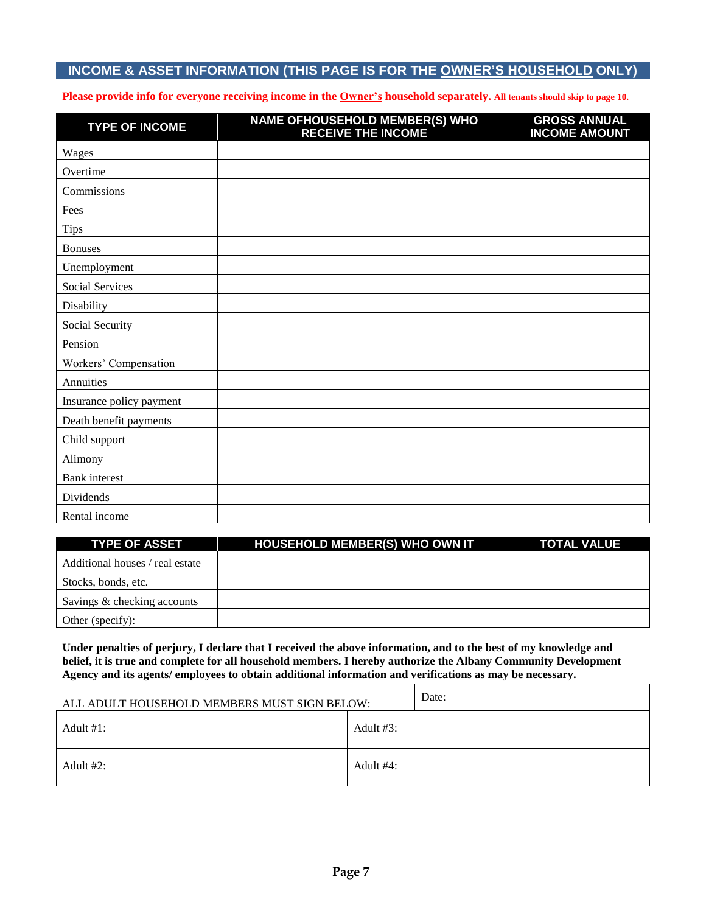## INCOME & ASSET INFORMATION (THIS PAGE IS FOR THE OWNER'S HOUSEHOLD ONLY)

**Please provide info for everyone receiving income in the Owner's household separately. All tenants should skip to page 10.**

| TYPE OF INCOME | NAME OFHOUSEHOLD MEMBER(S) WHO RECEIVE THE INCOME | GROSS ANNUAL INCOME AMOUNT |
|---|---|---|
| Wages | | |
| Overtime | | |
| Commissions | | |
| Fees | | |
| Tips | | |
| Bonuses | | |
| Unemployment | | |
| Social Services | | |
| Disability | | |
| Social Security | | |
| Pension | | |
| Workers' Compensation | | |
| Annuities | | |
| Insurance policy payment | | |
| Death benefit payments | | |
| Child support | | |
| Alimony | | |
| Bank interest | | |
| Dividends | | |
| Rental income | | |

| TYPE OF ASSET | HOUSEHOLD MEMBER(S) WHO OWN IT | TOTAL VALUE |
|---|---|---|
| Additional houses / real estate | | |
| Stocks, bonds, etc. | | |
| Savings & checking accounts | | |
| Other (specify): | | |

**Under penalties of perjury, I declare that I received the above information, and to the best of my knowledge and belief, it is true and complete for all household members. I hereby authorize the Albany Community Development Agency and its agents/ employees to obtain additional information and verifications as may be necessary.**

| ALL ADULT HOUSEHOLD MEMBERS MUST SIGN BELOW: | Date: |
|---|---|
| Adult #1: | Adult #3: |
| Adult #2: | Adult #4: |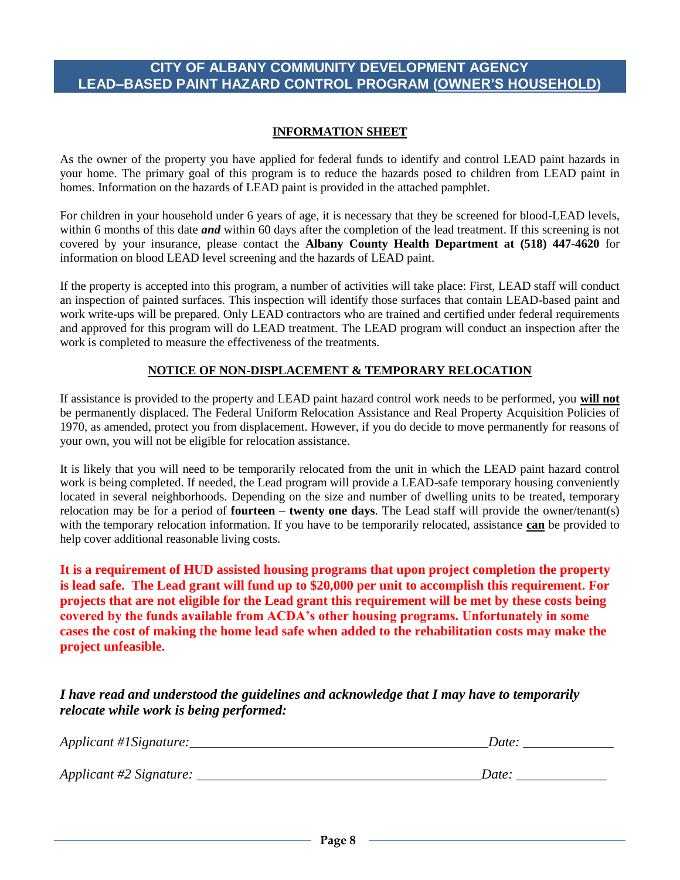# CITY OF ALBANY COMMUNITY DEVELOPMENT AGENCY
# LEAD–BASED PAINT HAZARD CONTROL PROGRAM (OWNER'S HOUSEHOLD)

## INFORMATION SHEET

As the owner of the property you have applied for federal funds to identify and control LEAD paint hazards in your home. The primary goal of this program is to reduce the hazards posed to children from LEAD paint in homes. Information on the hazards of LEAD paint is provided in the attached pamphlet.

For children in your household under 6 years of age, it is necessary that they be screened for blood-LEAD levels, within 6 months of this date ***and*** within 60 days after the completion of the lead treatment. If this screening is not covered by your insurance, please contact the **Albany County Health Department at (518) 447-4620** for information on blood LEAD level screening and the hazards of LEAD paint.

If the property is accepted into this program, a number of activities will take place: First, LEAD staff will conduct an inspection of painted surfaces. This inspection will identify those surfaces that contain LEAD-based paint and work write-ups will be prepared. Only LEAD contractors who are trained and certified under federal requirements and approved for this program will do LEAD treatment. The LEAD program will conduct an inspection after the work is completed to measure the effectiveness of the treatments.

## NOTICE OF NON-DISPLACEMENT & TEMPORARY RELOCATION

If assistance is provided to the property and LEAD paint hazard control work needs to be performed, you **will not** be permanently displaced. The Federal Uniform Relocation Assistance and Real Property Acquisition Policies of 1970, as amended, protect you from displacement. However, if you do decide to move permanently for reasons of your own, you will not be eligible for relocation assistance.

It is likely that you will need to be temporarily relocated from the unit in which the LEAD paint hazard control work is being completed. If needed, the Lead program will provide a LEAD-safe temporary housing conveniently located in several neighborhoods. Depending on the size and number of dwelling units to be treated, temporary relocation may be for a period of **fourteen – twenty one days**. The Lead staff will provide the owner/tenant(s) with the temporary relocation information. If you have to be temporarily relocated, assistance **can** be provided to help cover additional reasonable living costs.

**It is a requirement of HUD assisted housing programs that upon project completion the property is lead safe. The Lead grant will fund up to $20,000 per unit to accomplish this requirement. For projects that are not eligible for the Lead grant this requirement will be met by these costs being covered by the funds available from ACDA's other housing programs. Unfortunately in some cases the cost of making the home lead safe when added to the rehabilitation costs may make the project unfeasible.**

***I have read and understood the guidelines and acknowledge that I may have to temporarily relocate while work is being performed:***

*Applicant #1Signature:*_____________________________________________*Date:* _____________

*Applicant #2 Signature:* __________________________________________*Date:* _____________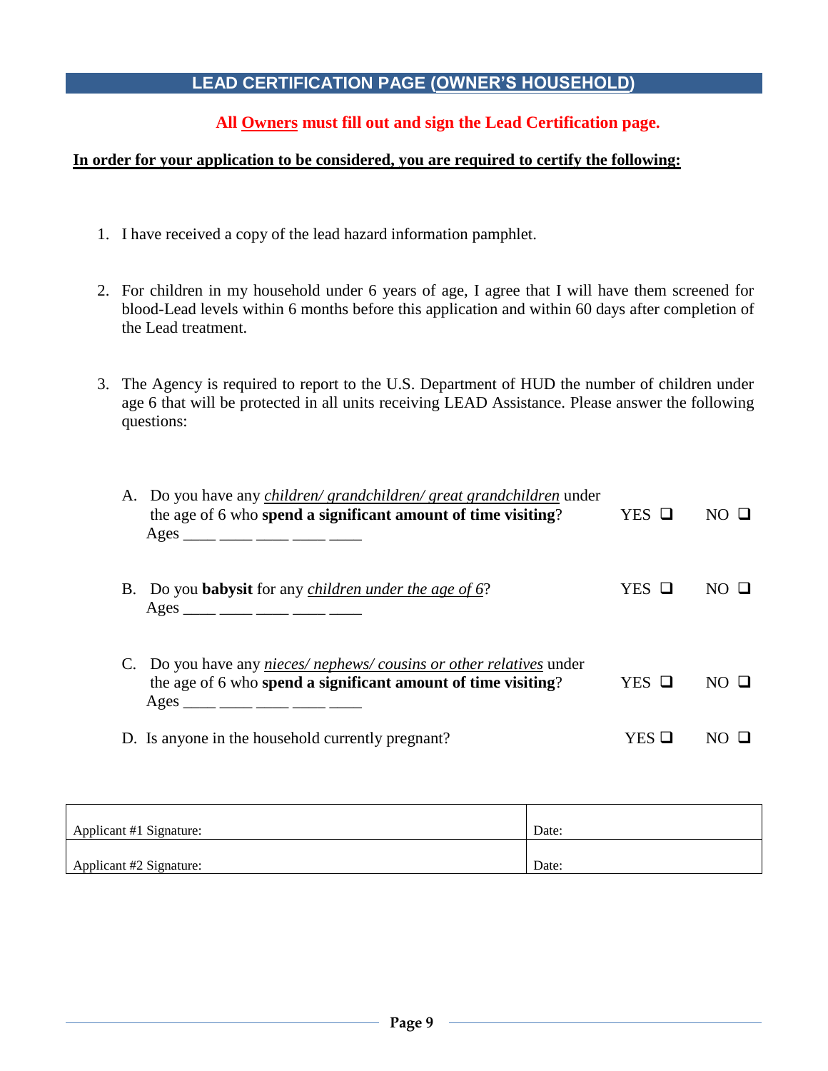## LEAD CERTIFICATION PAGE (<u>OWNER'S HOUSEHOLD</u>)

**All <u>Owners</u> must fill out and sign the Lead Certification page.**

**<u>In order for your application to be considered, you are required to certify the following:</u>**

1. I have received a copy of the lead hazard information pamphlet.

2. For children in my household under 6 years of age, I agree that I will have them screened for blood-Lead levels within 6 months before this application and within 60 days after completion of the Lead treatment.

3. The Agency is required to report to the U.S. Department of HUD the number of children under age 6 that will be protected in all units receiving LEAD Assistance. Please answer the following questions:

   A. Do you have any *<u>children/ grandchildren/ great grandchildren</u>* under the age of 6 who **spend a significant amount of time visiting**? YES ❑ NO ❑
   Ages ____ ____ ____ ____ ____

   B. Do you **babysit** for any *<u>children under the age of 6</u>*? YES ❑ NO ❑
   Ages ____ ____ ____ ____ ____

   C. Do you have any *<u>nieces/ nephews/ cousins or other relatives</u>* under the age of 6 who **spend a significant amount of time visiting**? YES ❑ NO ❑
   Ages ____ ____ ____ ____ ____

   D. Is anyone in the household currently pregnant? YES ❑ NO ❑

| Applicant #1 Signature: | Date: |
|---|---|
| Applicant #2 Signature: | Date: |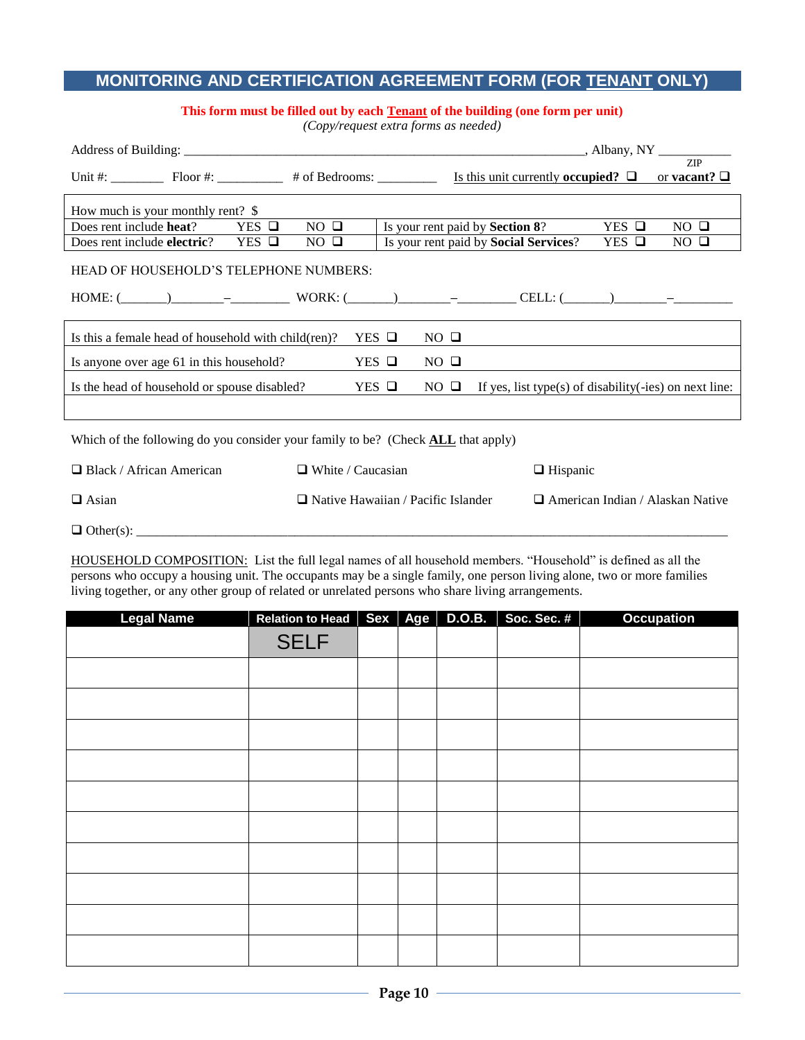## MONITORING AND CERTIFICATION AGREEMENT FORM (FOR TENANT ONLY)

**This form must be filled out by each Tenant of the building (one form per unit)**
*(Copy/request extra forms as needed)*

Address of Building: ________________________________________________, Albany, NY __________ ZIP

Unit #: ________ Floor #: __________ # of Bedrooms: _________ Is this unit currently **occupied?** ❑ or **vacant?** ❑

| How much is your monthly rent? $ | | | | | |
|---|---|---|---|---|---|
| Does rent include **heat**? | YES ❑ | NO ❑ | Is your rent paid by **Section 8**? | YES ❑ | NO ❑ |
| Does rent include **electric**? | YES ❑ | NO ❑ | Is your rent paid by **Social Services**? | YES ❑ | NO ❑ |

HEAD OF HOUSEHOLD'S TELEPHONE NUMBERS:

HOME: (_______)________–_________ WORK: (_______)________–_________ CELL: (_______)________–_________

| Question | | | |
|---|---|---|---|
| Is this a female head of household with child(ren)? | YES ❑ | NO ❑ | |
| Is anyone over age 61 in this household? | YES ❑ | NO ❑ | |
| Is the head of household or spouse disabled? | YES ❑ | NO ❑ | If yes, list type(s) of disability(-ies) on next line: |
| | | | |

Which of the following do you consider your family to be? (Check **ALL** that apply)

❑ Black / African American ❑ White / Caucasian ❑ Hispanic

❑ Asian ❑ Native Hawaiian / Pacific Islander ❑ American Indian / Alaskan Native

❑ Other(s): ______________________________________________________________________________

HOUSEHOLD COMPOSITION: List the full legal names of all household members. "Household" is defined as all the persons who occupy a housing unit. The occupants may be a single family, one person living alone, two or more families living together, or any other group of related or unrelated persons who share living arrangements.

| Legal Name | Relation to Head | Sex | Age | D.O.B. | Soc. Sec. # | Occupation |
|---|---|---|---|---|---|---|
| | SELF | | | | | |
| | | | | | | |
| | | | | | | |
| | | | | | | |
| | | | | | | |
| | | | | | | |
| | | | | | | |
| | | | | | | |
| | | | | | | |
| | | | | | | |
| | | | | | | |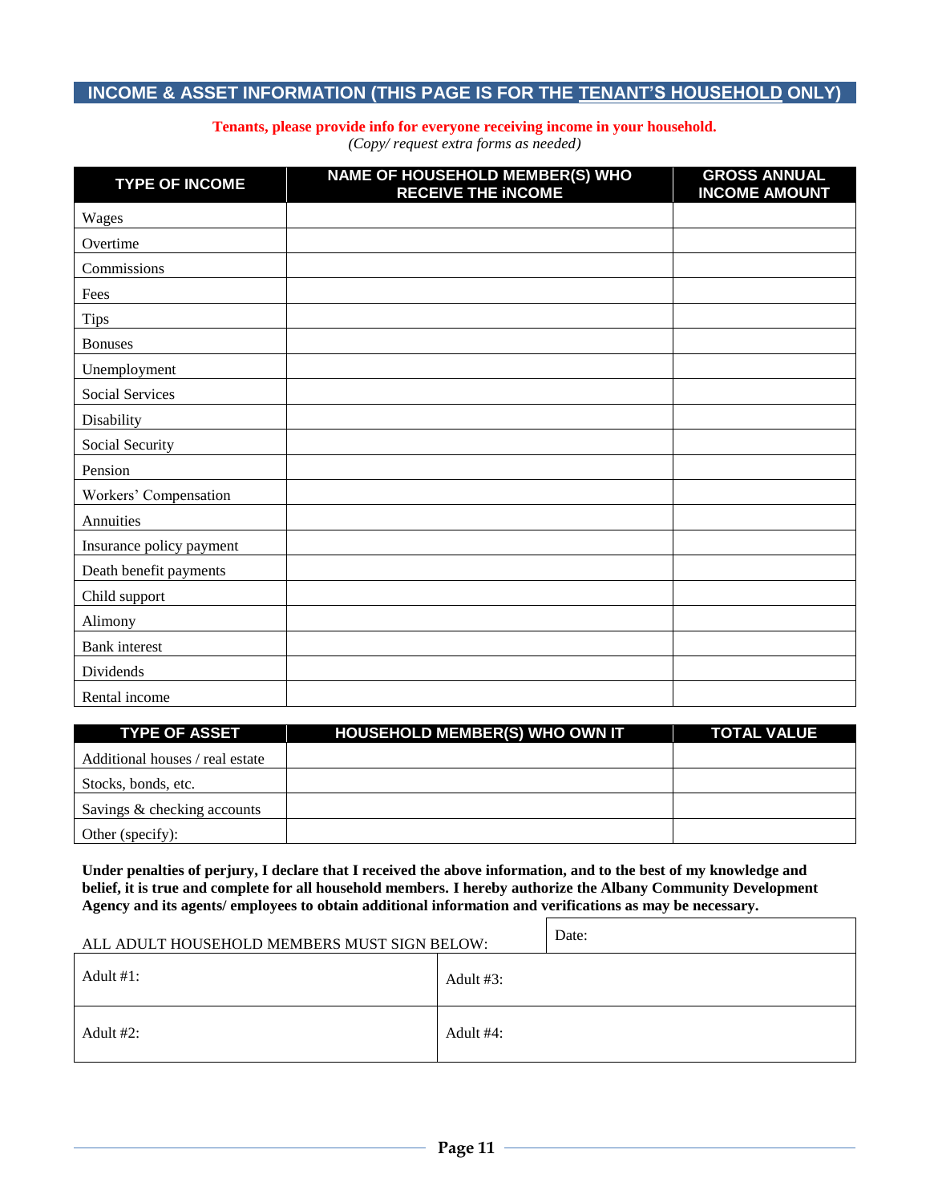## INCOME & ASSET INFORMATION (THIS PAGE IS FOR THE TENANT'S HOUSEHOLD ONLY)

**Tenants, please provide info for everyone receiving income in your household.**
*(Copy/ request extra forms as needed)*

| TYPE OF INCOME | NAME OF HOUSEHOLD MEMBER(S) WHO RECEIVE THE INCOME | GROSS ANNUAL INCOME AMOUNT |
|---|---|---|
| Wages | | |
| Overtime | | |
| Commissions | | |
| Fees | | |
| Tips | | |
| Bonuses | | |
| Unemployment | | |
| Social Services | | |
| Disability | | |
| Social Security | | |
| Pension | | |
| Workers' Compensation | | |
| Annuities | | |
| Insurance policy payment | | |
| Death benefit payments | | |
| Child support | | |
| Alimony | | |
| Bank interest | | |
| Dividends | | |
| Rental income | | |

| TYPE OF ASSET | HOUSEHOLD MEMBER(S) WHO OWN IT | TOTAL VALUE |
|---|---|---|
| Additional houses / real estate | | |
| Stocks, bonds, etc. | | |
| Savings & checking accounts | | |
| Other (specify): | | |

**Under penalties of perjury, I declare that I received the above information, and to the best of my knowledge and belief, it is true and complete for all household members. I hereby authorize the Albany Community Development Agency and its agents/ employees to obtain additional information and verifications as may be necessary.**

| ALL ADULT HOUSEHOLD MEMBERS MUST SIGN BELOW: | Date: |
|---|---|
| Adult #1: | Adult #3: |
| Adult #2: | Adult #4: |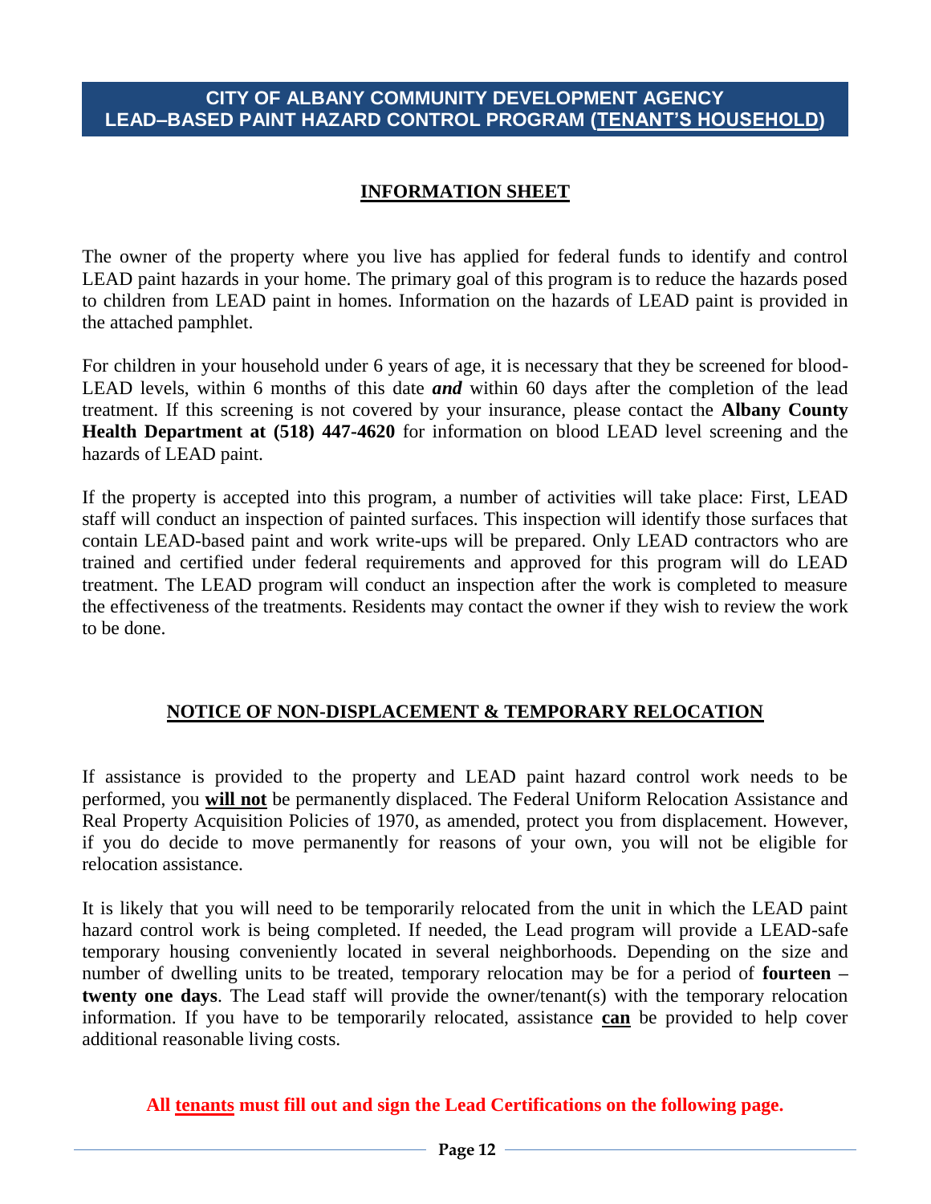# CITY OF ALBANY COMMUNITY DEVELOPMENT AGENCY
# LEAD–BASED PAINT HAZARD CONTROL PROGRAM (TENANT'S HOUSEHOLD)

## INFORMATION SHEET

The owner of the property where you live has applied for federal funds to identify and control LEAD paint hazards in your home. The primary goal of this program is to reduce the hazards posed to children from LEAD paint in homes. Information on the hazards of LEAD paint is provided in the attached pamphlet.

For children in your household under 6 years of age, it is necessary that they be screened for blood-LEAD levels, within 6 months of this date ***and*** within 60 days after the completion of the lead treatment. If this screening is not covered by your insurance, please contact the **Albany County Health Department at (518) 447-4620** for information on blood LEAD level screening and the hazards of LEAD paint.

If the property is accepted into this program, a number of activities will take place: First, LEAD staff will conduct an inspection of painted surfaces. This inspection will identify those surfaces that contain LEAD-based paint and work write-ups will be prepared. Only LEAD contractors who are trained and certified under federal requirements and approved for this program will do LEAD treatment. The LEAD program will conduct an inspection after the work is completed to measure the effectiveness of the treatments. Residents may contact the owner if they wish to review the work to be done.

## NOTICE OF NON-DISPLACEMENT & TEMPORARY RELOCATION

If assistance is provided to the property and LEAD paint hazard control work needs to be performed, you **will not** be permanently displaced. The Federal Uniform Relocation Assistance and Real Property Acquisition Policies of 1970, as amended, protect you from displacement. However, if you do decide to move permanently for reasons of your own, you will not be eligible for relocation assistance.

It is likely that you will need to be temporarily relocated from the unit in which the LEAD paint hazard control work is being completed. If needed, the Lead program will provide a LEAD-safe temporary housing conveniently located in several neighborhoods. Depending on the size and number of dwelling units to be treated, temporary relocation may be for a period of **fourteen – twenty one days**. The Lead staff will provide the owner/tenant(s) with the temporary relocation information. If you have to be temporarily relocated, assistance **can** be provided to help cover additional reasonable living costs.

**All tenants must fill out and sign the Lead Certifications on the following page.**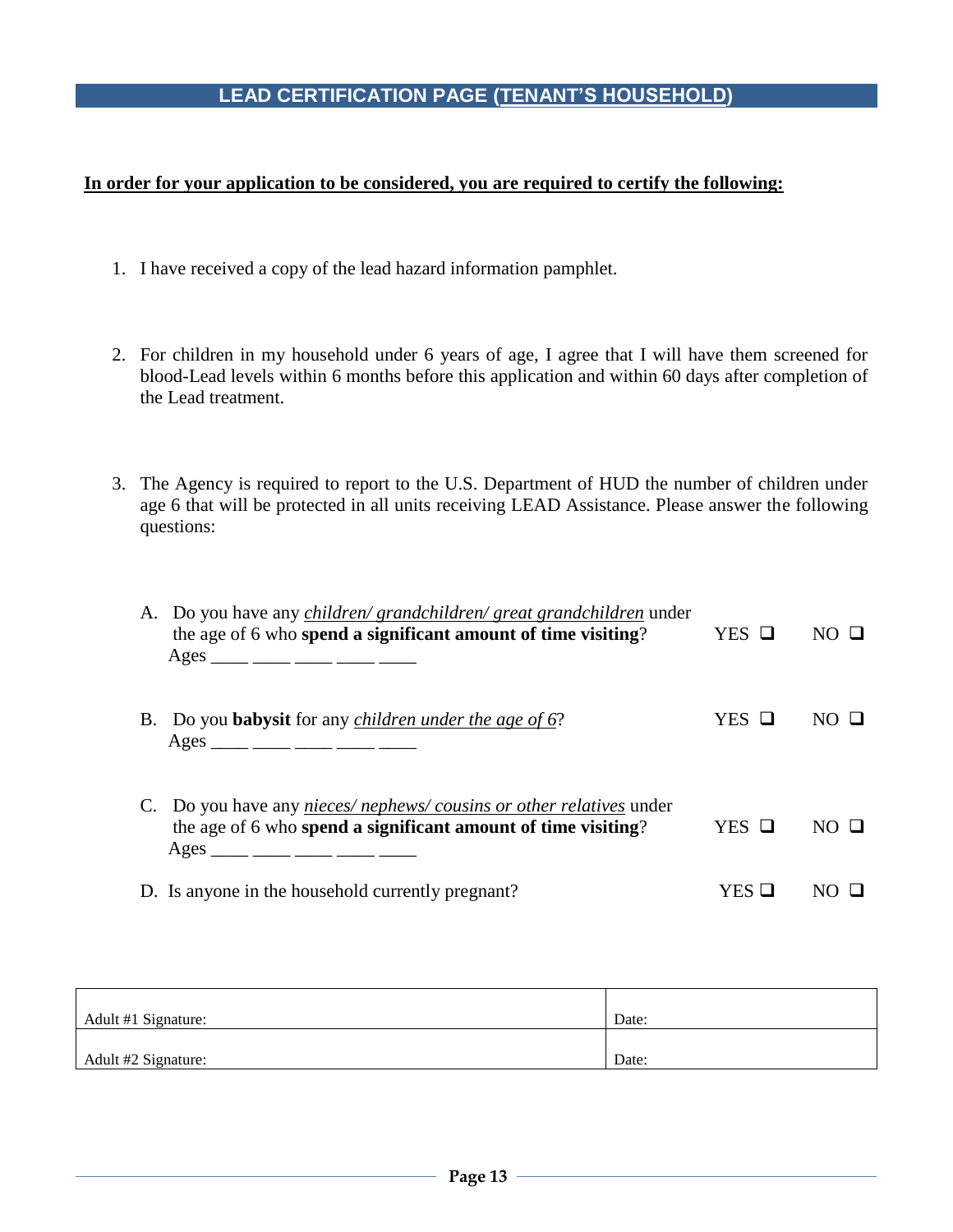## LEAD CERTIFICATION PAGE (TENANT'S HOUSEHOLD)

**In order for your application to be considered, you are required to certify the following:**

1. I have received a copy of the lead hazard information pamphlet.

2. For children in my household under 6 years of age, I agree that I will have them screened for blood-Lead levels within 6 months before this application and within 60 days after completion of the Lead treatment.

3. The Agency is required to report to the U.S. Department of HUD the number of children under age 6 that will be protected in all units receiving LEAD Assistance. Please answer the following questions:

   A. Do you have any *children/ grandchildren/ great grandchildren* under the age of 6 who **spend a significant amount of time visiting**? YES ❑ NO ❑
   Ages ____ ____ ____ ____ ____

   B. Do you **babysit** for any *children under the age of 6*? YES ❑ NO ❑
   Ages ____ ____ ____ ____ ____

   C. Do you have any *nieces/ nephews/ cousins or other relatives* under the age of 6 who **spend a significant amount of time visiting**? YES ❑ NO ❑
   Ages ____ ____ ____ ____ ____

   D. Is anyone in the household currently pregnant? YES ❑ NO ❑

| | |
|---|---|
| Adult #1 Signature: | Date: |
| Adult #2 Signature: | Date: |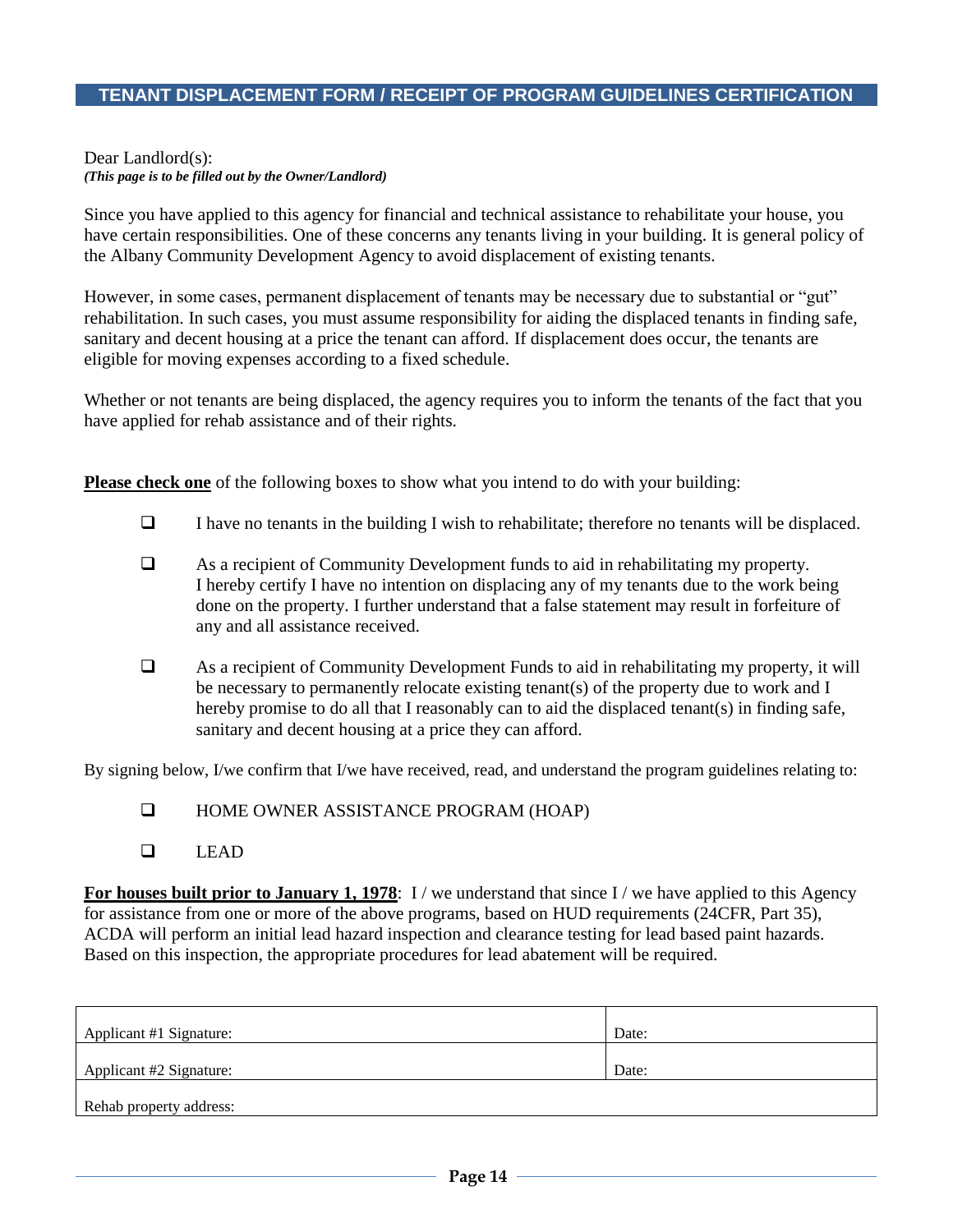## TENANT DISPLACEMENT FORM / RECEIPT OF PROGRAM GUIDELINES CERTIFICATION

Dear Landlord(s):
***(This page is to be filled out by the Owner/Landlord)***

Since you have applied to this agency for financial and technical assistance to rehabilitate your house, you have certain responsibilities. One of these concerns any tenants living in your building. It is general policy of the Albany Community Development Agency to avoid displacement of existing tenants.

However, in some cases, permanent displacement of tenants may be necessary due to substantial or "gut" rehabilitation. In such cases, you must assume responsibility for aiding the displaced tenants in finding safe, sanitary and decent housing at a price the tenant can afford. If displacement does occur, the tenants are eligible for moving expenses according to a fixed schedule.

Whether or not tenants are being displaced, the agency requires you to inform the tenants of the fact that you have applied for rehab assistance and of their rights.

**Please check one** of the following boxes to show what you intend to do with your building:

- ❑ I have no tenants in the building I wish to rehabilitate; therefore no tenants will be displaced.
- ❑ As a recipient of Community Development funds to aid in rehabilitating my property. I hereby certify I have no intention on displacing any of my tenants due to the work being done on the property. I further understand that a false statement may result in forfeiture of any and all assistance received.
- ❑ As a recipient of Community Development Funds to aid in rehabilitating my property, it will be necessary to permanently relocate existing tenant(s) of the property due to work and I hereby promise to do all that I reasonably can to aid the displaced tenant(s) in finding safe, sanitary and decent housing at a price they can afford.

By signing below, I/we confirm that I/we have received, read, and understand the program guidelines relating to:

- ❑ HOME OWNER ASSISTANCE PROGRAM (HOAP)
- ❑ LEAD

**For houses built prior to January 1, 1978**: I / we understand that since I / we have applied to this Agency for assistance from one or more of the above programs, based on HUD requirements (24CFR, Part 35), ACDA will perform an initial lead hazard inspection and clearance testing for lead based paint hazards. Based on this inspection, the appropriate procedures for lead abatement will be required.

| Applicant #1 Signature: | Date: |
|---|---|
| Applicant #2 Signature: | Date: |
| Rehab property address: | |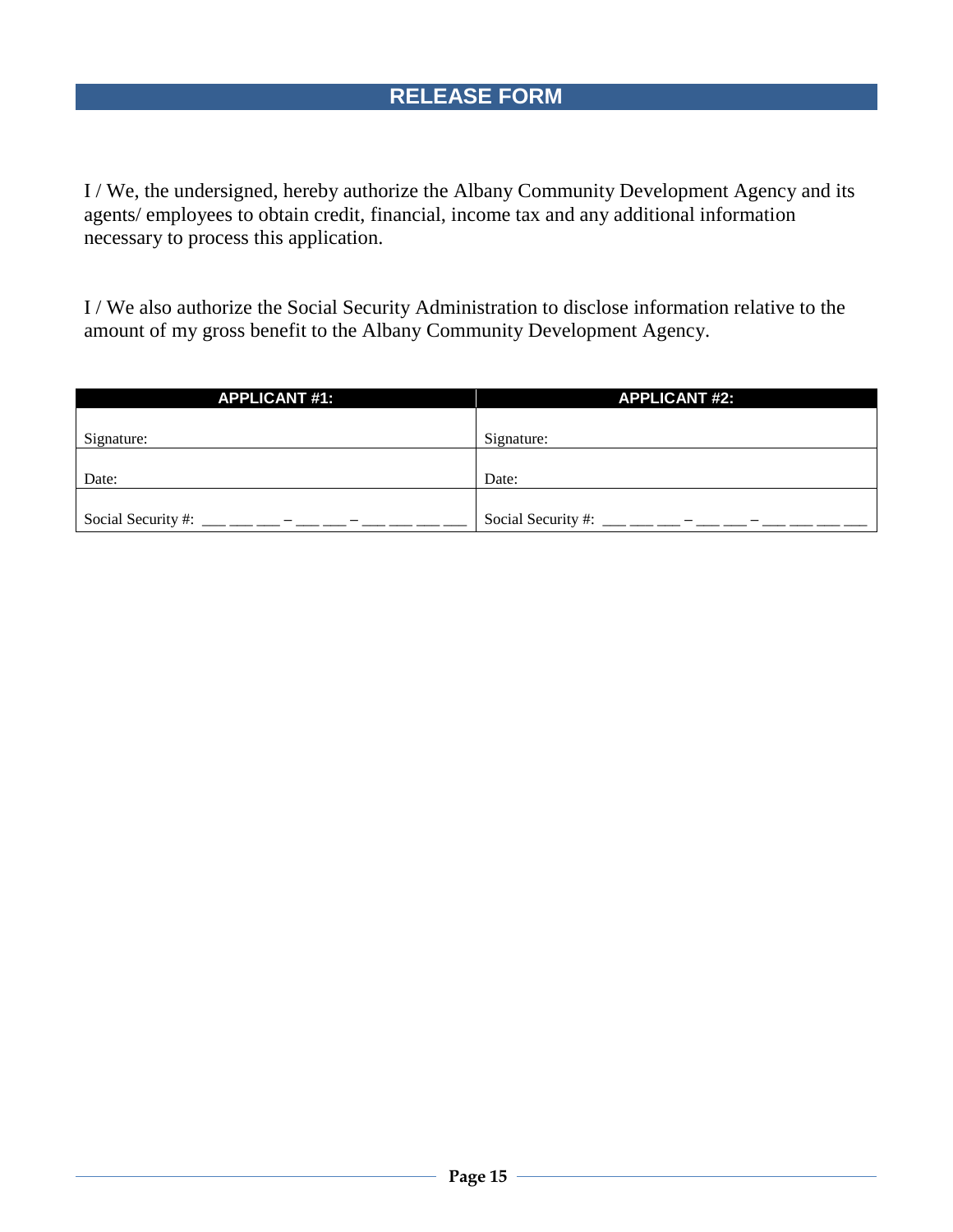## RELEASE FORM

I / We, the undersigned, hereby authorize the Albany Community Development Agency and its agents/ employees to obtain credit, financial, income tax and any additional information necessary to process this application.

I / We also authorize the Social Security Administration to disclose information relative to the amount of my gross benefit to the Albany Community Development Agency.

| APPLICANT #1: | APPLICANT #2: |
|---|---|
| Signature: | Signature: |
| Date: | Date: |
| Social Security #: ___ ___ ___ – ___ ___ – ___ ___ ___ ___ | Social Security #: ___ ___ ___ – ___ ___ – ___ ___ ___ ___ |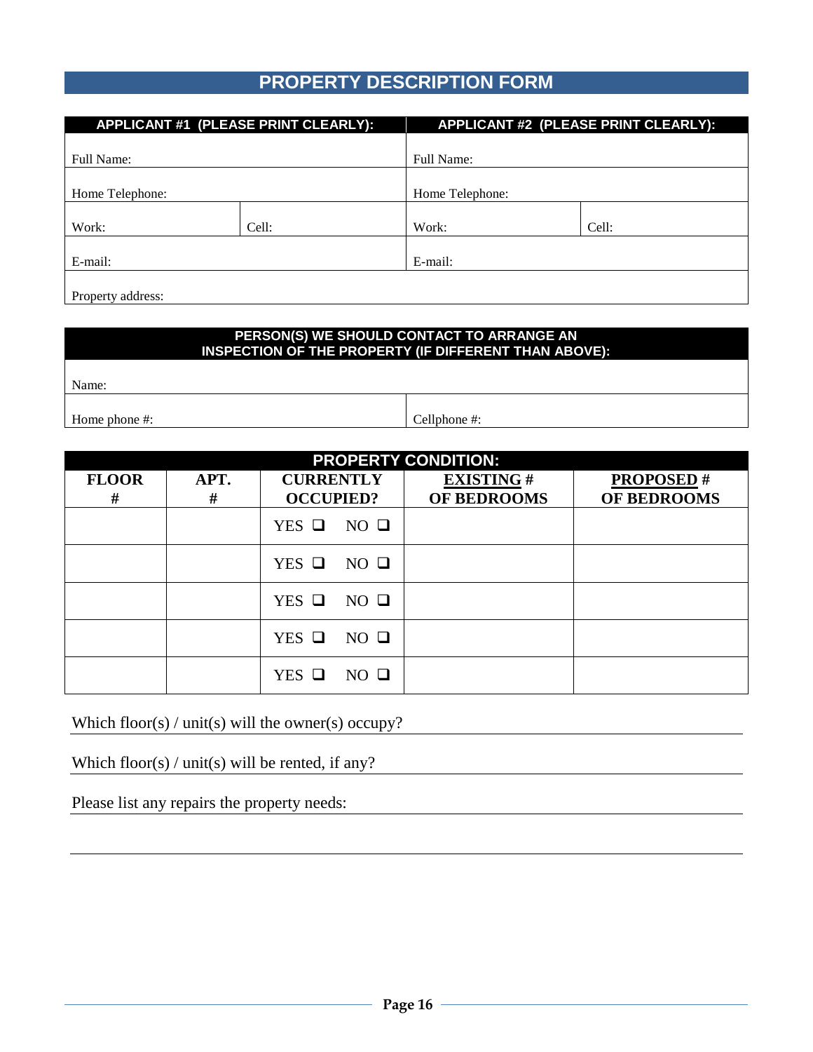# PROPERTY DESCRIPTION FORM

| APPLICANT #1 (PLEASE PRINT CLEARLY): | | APPLICANT #2 (PLEASE PRINT CLEARLY): | |
|---|---|---|---|
| Full Name: | | Full Name: | |
| Home Telephone: | | Home Telephone: | |
| Work: | Cell: | Work: | Cell: |
| E-mail: | | E-mail: | |
| Property address: | | | |

| PERSON(S) WE SHOULD CONTACT TO ARRANGE AN INSPECTION OF THE PROPERTY (IF DIFFERENT THAN ABOVE): | |
|---|---|
| Name: | |
| Home phone #: | Cellphone #: |

**PROPERTY CONDITION:**

| FLOOR # | APT. # | CURRENTLY OCCUPIED? | **EXISTING** # OF BEDROOMS | **PROPOSED** # OF BEDROOMS |
|---|---|---|---|---|
| | | YES ❑ NO ❑ | | |
| | | YES ❑ NO ❑ | | |
| | | YES ❑ NO ❑ | | |
| | | YES ❑ NO ❑ | | |
| | | YES ❑ NO ❑ | | |

Which floor(s) / unit(s) will the owner(s) occupy? ______________________________

Which floor(s) / unit(s) will be rented, if any? ______________________________

Please list any repairs the property needs: ______________________________

______________________________